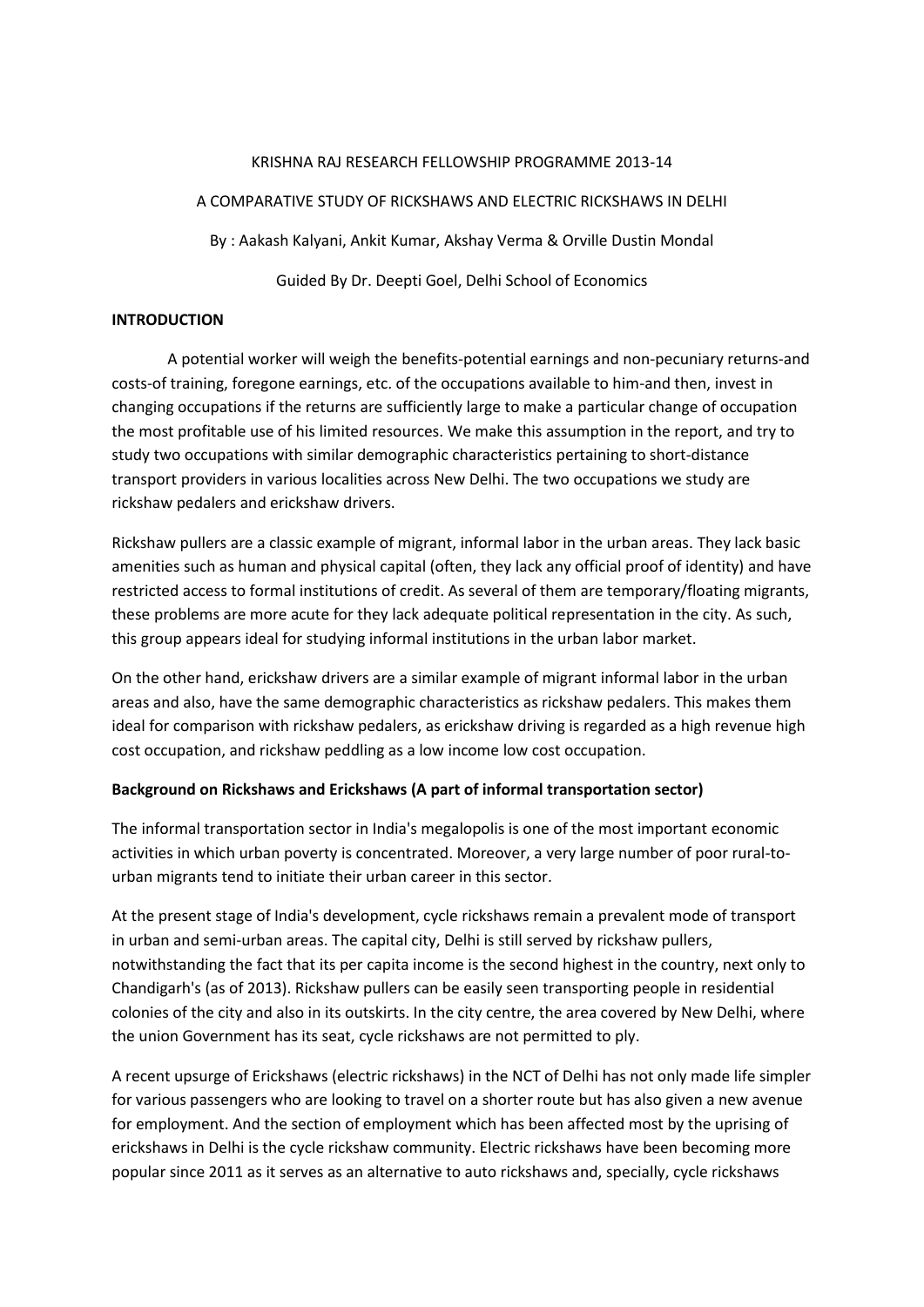KRISHNA RAJ RESEARCH FELLOWSHIP PROGRAMME 2013-14

A COMPARATIVE STUDY OF RICKSHAWS AND ELECTRIC RICKSHAWS IN DELHI

By : Aakash Kalyani, Ankit Kumar, Akshay Verma & Orville Dustin Mondal

Guided By Dr. Deepti Goel, Delhi School of Economics

**INTRODUCTION**

A potential worker will weigh the benefits-potential earnings and non-pecuniary returns-and costs-of training, foregone earnings, etc. of the occupations available to him-and then, invest in changing occupations if the returns are sufficiently large to make a particular change of occupation the most profitable use of his limited resources. We make this assumption in the report, and try to study two occupations with similar demographic characteristics pertaining to short-distance transport providers in various localities across New Delhi. The two occupations we study are rickshaw pedalers and erickshaw drivers.

Rickshaw pullers are a classic example of migrant, informal labor in the urban areas. They lack basic amenities such as human and physical capital (often, they lack any official proof of identity) and have restricted access to formal institutions of credit. As several of them are temporary/floating migrants, these problems are more acute for they lack adequate political representation in the city. As such, this group appears ideal for studying informal institutions in the urban labor market.

On the other hand, erickshaw drivers are a similar example of migrant informal labor in the urban areas and also, have the same demographic characteristics as rickshaw pedalers. This makes them ideal for comparison with rickshaw pedalers, as erickshaw driving is regarded as a high revenue high cost occupation, and rickshaw peddling as a low income low cost occupation.

**Background on Rickshaws and Erickshaws (A part of informal transportation sector)**

The informal transportation sector in India's megalopolis is one of the most important economic activities in which urban poverty is concentrated. Moreover, a very large number of poor rural-to-urban migrants tend to initiate their urban career in this sector.

At the present stage of India's development, cycle rickshaws remain a prevalent mode of transport in urban and semi-urban areas. The capital city, Delhi is still served by rickshaw pullers, notwithstanding the fact that its per capita income is the second highest in the country, next only to Chandigarh's (as of 2013). Rickshaw pullers can be easily seen transporting people in residential colonies of the city and also in its outskirts. In the city centre, the area covered by New Delhi, where the union Government has its seat, cycle rickshaws are not permitted to ply.

A recent upsurge of Erickshaws (electric rickshaws) in the NCT of Delhi has not only made life simpler for various passengers who are looking to travel on a shorter route but has also given a new avenue for employment. And the section of employment which has been affected most by the uprising of erickshaws in Delhi is the cycle rickshaw community. Electric rickshaws have been becoming more popular since 2011 as it serves as an alternative to auto rickshaws and, specially, cycle rickshaws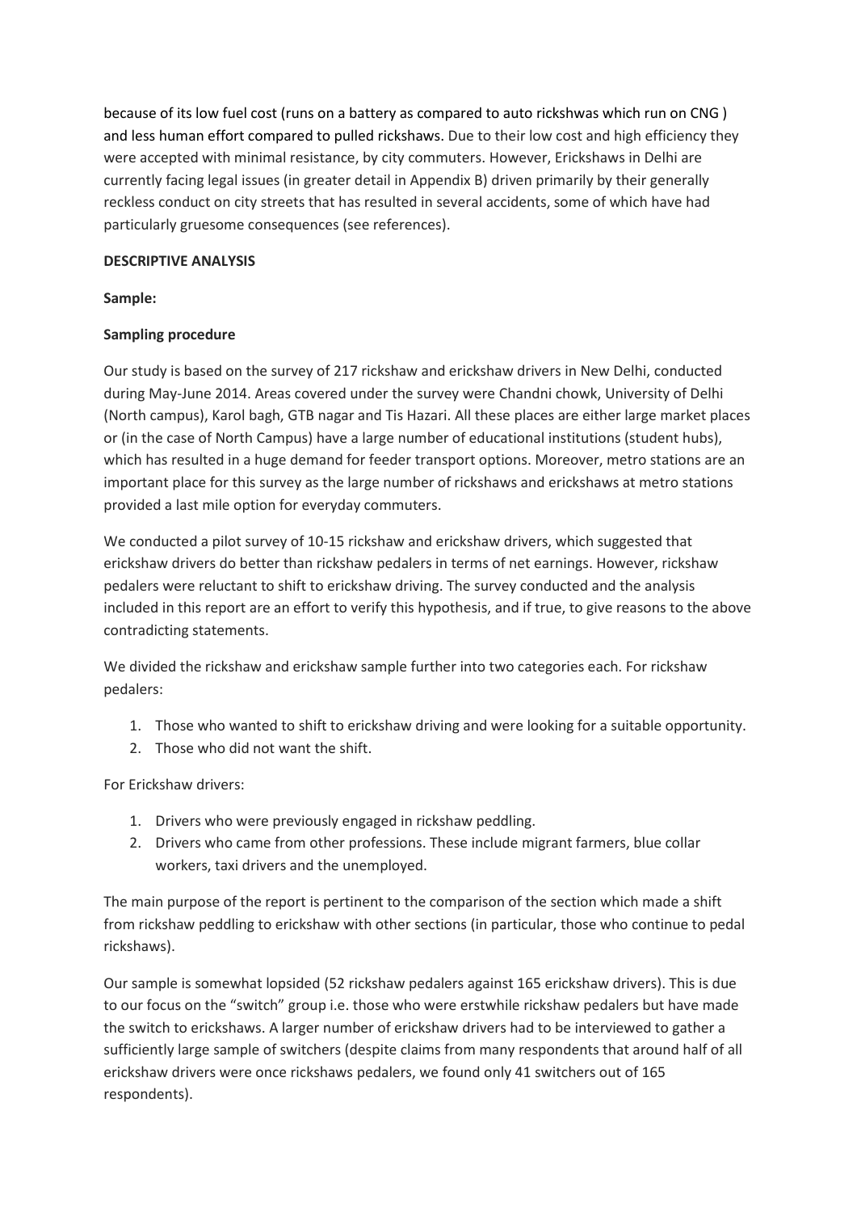because of its low fuel cost (runs on a battery as compared to auto rickshwas which run on CNG ) and less human effort compared to pulled rickshaws. Due to their low cost and high efficiency they were accepted with minimal resistance, by city commuters. However, Erickshaws in Delhi are currently facing legal issues (in greater detail in Appendix B) driven primarily by their generally reckless conduct on city streets that has resulted in several accidents, some of which have had particularly gruesome consequences (see references).

**DESCRIPTIVE ANALYSIS**

**Sample:**

**Sampling procedure**

Our study is based on the survey of 217 rickshaw and erickshaw drivers in New Delhi, conducted during May-June 2014. Areas covered under the survey were Chandni chowk, University of Delhi (North campus), Karol bagh, GTB nagar and Tis Hazari. All these places are either large market places or (in the case of North Campus) have a large number of educational institutions (student hubs), which has resulted in a huge demand for feeder transport options. Moreover, metro stations are an important place for this survey as the large number of rickshaws and erickshaws at metro stations provided a last mile option for everyday commuters.

We conducted a pilot survey of 10-15 rickshaw and erickshaw drivers, which suggested that erickshaw drivers do better than rickshaw pedalers in terms of net earnings. However, rickshaw pedalers were reluctant to shift to erickshaw driving. The survey conducted and the analysis included in this report are an effort to verify this hypothesis, and if true, to give reasons to the above contradicting statements.

We divided the rickshaw and erickshaw sample further into two categories each. For rickshaw pedalers:

1. Those who wanted to shift to erickshaw driving and were looking for a suitable opportunity.
2. Those who did not want the shift.

For Erickshaw drivers:

1. Drivers who were previously engaged in rickshaw peddling.
2. Drivers who came from other professions. These include migrant farmers, blue collar workers, taxi drivers and the unemployed.

The main purpose of the report is pertinent to the comparison of the section which made a shift from rickshaw peddling to erickshaw with other sections (in particular, those who continue to pedal rickshaws).

Our sample is somewhat lopsided (52 rickshaw pedalers against 165 erickshaw drivers). This is due to our focus on the "switch" group i.e. those who were erstwhile rickshaw pedalers but have made the switch to erickshaws. A larger number of erickshaw drivers had to be interviewed to gather a sufficiently large sample of switchers (despite claims from many respondents that around half of all erickshaw drivers were once rickshaws pedalers, we found only 41 switchers out of 165 respondents).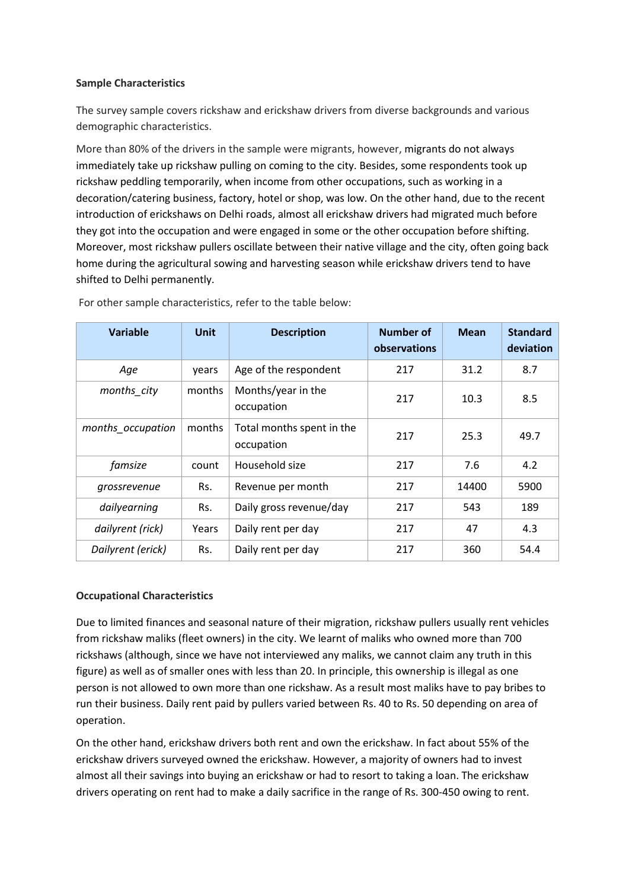**Sample Characteristics**

The survey sample covers rickshaw and erickshaw drivers from diverse backgrounds and various demographic characteristics.

More than 80% of the drivers in the sample were migrants, however, migrants do not always immediately take up rickshaw pulling on coming to the city. Besides, some respondents took up rickshaw peddling temporarily, when income from other occupations, such as working in a decoration/catering business, factory, hotel or shop, was low. On the other hand, due to the recent introduction of erickshaws on Delhi roads, almost all erickshaw drivers had migrated much before they got into the occupation and were engaged in some or the other occupation before shifting. Moreover, most rickshaw pullers oscillate between their native village and the city, often going back home during the agricultural sowing and harvesting season while erickshaw drivers tend to have shifted to Delhi permanently.

For other sample characteristics, refer to the table below:

| Variable | Unit | Description | Number of observations | Mean | Standard deviation |
|---|---|---|---|---|---|
| *Age* | years | Age of the respondent | 217 | 31.2 | 8.7 |
| *months_city* | months | Months/year in the occupation | 217 | 10.3 | 8.5 |
| *months_occupation* | months | Total months spent in the occupation | 217 | 25.3 | 49.7 |
| *famsize* | count | Household size | 217 | 7.6 | 4.2 |
| *grossrevenue* | Rs. | Revenue per month | 217 | 14400 | 5900 |
| *dailyearning* | Rs. | Daily gross revenue/day | 217 | 543 | 189 |
| *dailyrent (rick)* | Years | Daily rent per day | 217 | 47 | 4.3 |
| *Dailyrent (erick)* | Rs. | Daily rent per day | 217 | 360 | 54.4 |

**Occupational Characteristics**

Due to limited finances and seasonal nature of their migration, rickshaw pullers usually rent vehicles from rickshaw maliks (fleet owners) in the city. We learnt of maliks who owned more than 700 rickshaws (although, since we have not interviewed any maliks, we cannot claim any truth in this figure) as well as of smaller ones with less than 20. In principle, this ownership is illegal as one person is not allowed to own more than one rickshaw. As a result most maliks have to pay bribes to run their business. Daily rent paid by pullers varied between Rs. 40 to Rs. 50 depending on area of operation.

On the other hand, erickshaw drivers both rent and own the erickshaw. In fact about 55% of the erickshaw drivers surveyed owned the erickshaw. However, a majority of owners had to invest almost all their savings into buying an erickshaw or had to resort to taking a loan. The erickshaw drivers operating on rent had to make a daily sacrifice in the range of Rs. 300-450 owing to rent.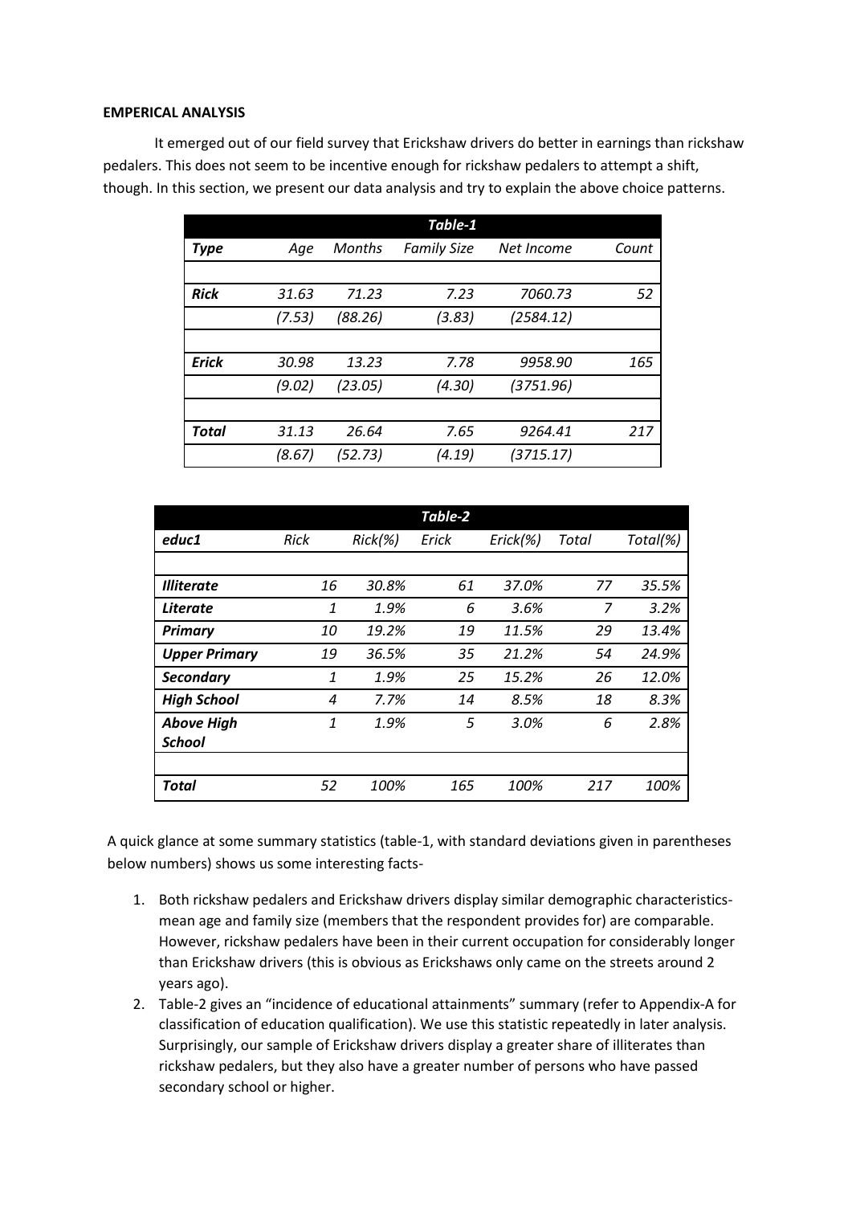**EMPERICAL ANALYSIS**

It emerged out of our field survey that Erickshaw drivers do better in earnings than rickshaw pedalers. This does not seem to be incentive enough for rickshaw pedalers to attempt a shift, though. In this section, we present our data analysis and try to explain the above choice patterns.

| *Table-1* | | | | | |
|---|---|---|---|---|---|
| ***Type*** | *Age* | *Months* | *Family Size* | *Net Income* | *Count* |
| ***Rick*** | *31.63* | *71.23* | *7.23* | *7060.73* | *52* |
| | *(7.53)* | *(88.26)* | *(3.83)* | *(2584.12)* | |
| ***Erick*** | *30.98* | *13.23* | *7.78* | *9958.90* | *165* |
| | *(9.02)* | *(23.05)* | *(4.30)* | *(3751.96)* | |
| ***Total*** | *31.13* | *26.64* | *7.65* | *9264.41* | *217* |
| | *(8.67)* | *(52.73)* | *(4.19)* | *(3715.17)* | |

| *Table-2* | | | | | | |
|---|---|---|---|---|---|---|
| ***educ1*** | *Rick* | *Rick(%)* | *Erick* | *Erick(%)* | *Total* | *Total(%)* |
| ***Illiterate*** | *16* | *30.8%* | *61* | *37.0%* | *77* | *35.5%* |
| ***Literate*** | *1* | *1.9%* | *6* | *3.6%* | *7* | *3.2%* |
| ***Primary*** | *10* | *19.2%* | *19* | *11.5%* | *29* | *13.4%* |
| ***Upper Primary*** | *19* | *36.5%* | *35* | *21.2%* | *54* | *24.9%* |
| ***Secondary*** | *1* | *1.9%* | *25* | *15.2%* | *26* | *12.0%* |
| ***High School*** | *4* | *7.7%* | *14* | *8.5%* | *18* | *8.3%* |
| ***Above High School*** | *1* | *1.9%* | *5* | *3.0%* | *6* | *2.8%* |
| ***Total*** | *52* | *100%* | *165* | *100%* | *217* | *100%* |

A quick glance at some summary statistics (table-1, with standard deviations given in parentheses below numbers) shows us some interesting facts-

1. Both rickshaw pedalers and Erickshaw drivers display similar demographic characteristics- mean age and family size (members that the respondent provides for) are comparable. However, rickshaw pedalers have been in their current occupation for considerably longer than Erickshaw drivers (this is obvious as Erickshaws only came on the streets around 2 years ago).
2. Table-2 gives an "incidence of educational attainments" summary (refer to Appendix-A for classification of education qualification). We use this statistic repeatedly in later analysis. Surprisingly, our sample of Erickshaw drivers display a greater share of illiterates than rickshaw pedalers, but they also have a greater number of persons who have passed secondary school or higher.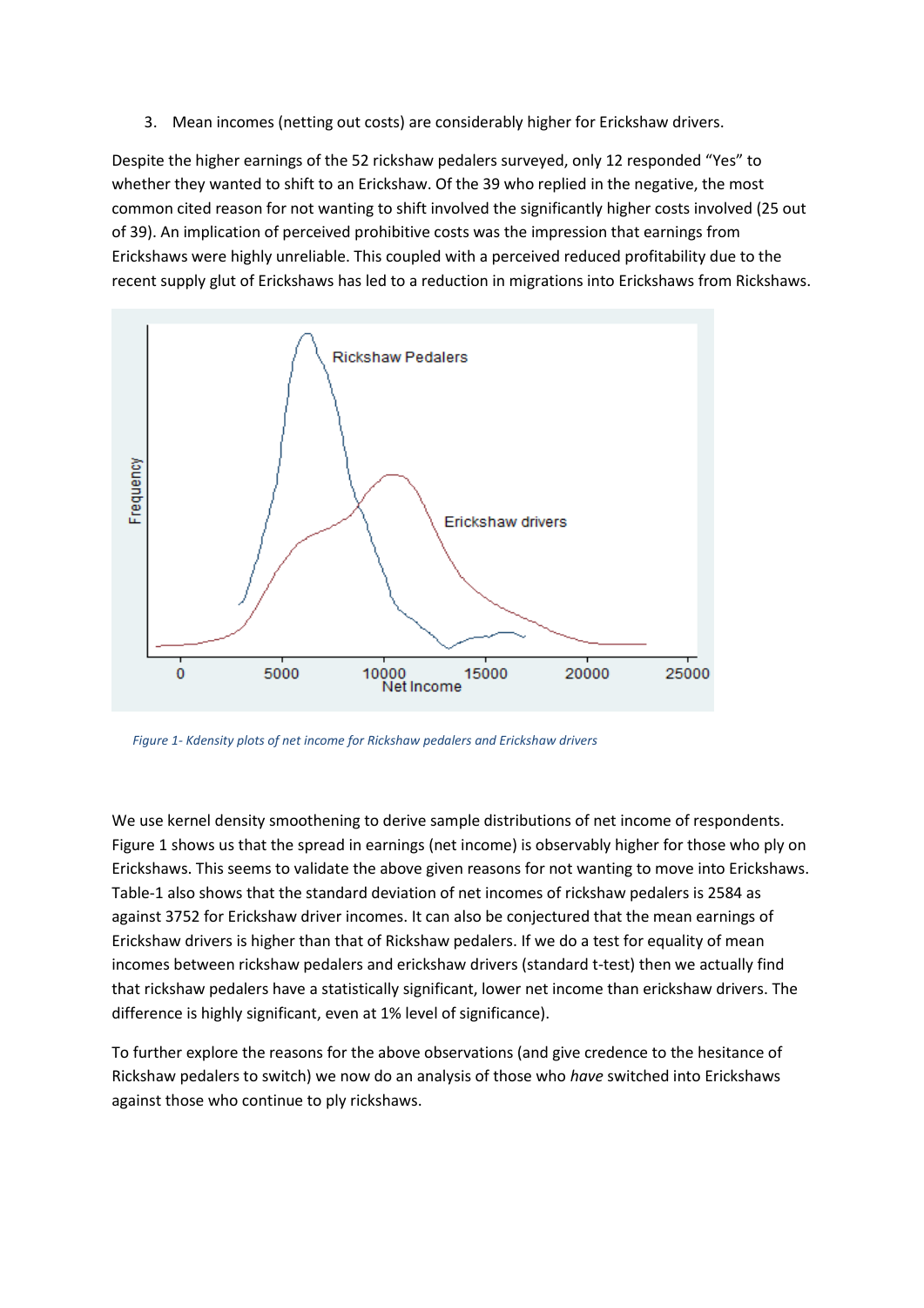3. Mean incomes (netting out costs) are considerably higher for Erickshaw drivers.

Despite the higher earnings of the 52 rickshaw pedalers surveyed, only 12 responded "Yes" to whether they wanted to shift to an Erickshaw. Of the 39 who replied in the negative, the most common cited reason for not wanting to shift involved the significantly higher costs involved (25 out of 39). An implication of perceived prohibitive costs was the impression that earnings from Erickshaws were highly unreliable. This coupled with a perceived reduced profitability due to the recent supply glut of Erickshaws has led to a reduction in migrations into Erickshaws from Rickshaws.

*Figure 1- Kdensity plots of net income for Rickshaw pedalers and Erickshaw drivers*

We use kernel density smoothening to derive sample distributions of net income of respondents. Figure 1 shows us that the spread in earnings (net income) is observably higher for those who ply on Erickshaws. This seems to validate the above given reasons for not wanting to move into Erickshaws. Table-1 also shows that the standard deviation of net incomes of rickshaw pedalers is 2584 as against 3752 for Erickshaw driver incomes. It can also be conjectured that the mean earnings of Erickshaw drivers is higher than that of Rickshaw pedalers. If we do a test for equality of mean incomes between rickshaw pedalers and erickshaw drivers (standard t-test) then we actually find that rickshaw pedalers have a statistically significant, lower net income than erickshaw drivers. The difference is highly significant, even at 1% level of significance).

To further explore the reasons for the above observations (and give credence to the hesitance of Rickshaw pedalers to switch) we now do an analysis of those who *have* switched into Erickshaws against those who continue to ply rickshaws.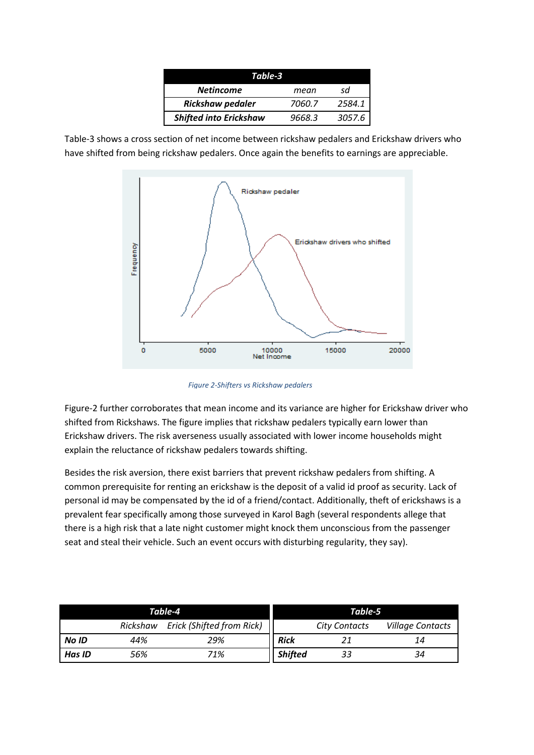| Table-3 | | |
|---|---|---|
| ***Netincome*** | *mean* | *sd* |
| ***Rickshaw pedaler*** | *7060.7* | *2584.1* |
| ***Shifted into Erickshaw*** | *9668.3* | *3057.6* |

Table-3 shows a cross section of net income between rickshaw pedalers and Erickshaw drivers who have shifted from being rickshaw pedalers. Once again the benefits to earnings are appreciable.

*Figure 2-Shifters vs Rickshaw pedalers*

Figure-2 further corroborates that mean income and its variance are higher for Erickshaw driver who shifted from Rickshaws. The figure implies that rickshaw pedalers typically earn lower than Erickshaw drivers. The risk averseness usually associated with lower income households might explain the reluctance of rickshaw pedalers towards shifting.

Besides the risk aversion, there exist barriers that prevent rickshaw pedalers from shifting. A common prerequisite for renting an erickshaw is the deposit of a valid id proof as security. Lack of personal id may be compensated by the id of a friend/contact. Additionally, theft of erickshaws is a prevalent fear specifically among those surveyed in Karol Bagh (several respondents allege that there is a high risk that a late night customer might knock them unconscious from the passenger seat and steal their vehicle. Such an event occurs with disturbing regularity, they say).

| Table-4 | | |
|---|---|---|
| | *Rickshaw* | *Erick (Shifted from Rick)* |
| ***No ID*** | *44%* | *29%* |
| ***Has ID*** | *56%* | *71%* |

| Table-5 | | |
|---|---|---|
| | *City Contacts* | *Village Contacts* |
| ***Rick*** | *21* | *14* |
| ***Shifted*** | *33* | *34* |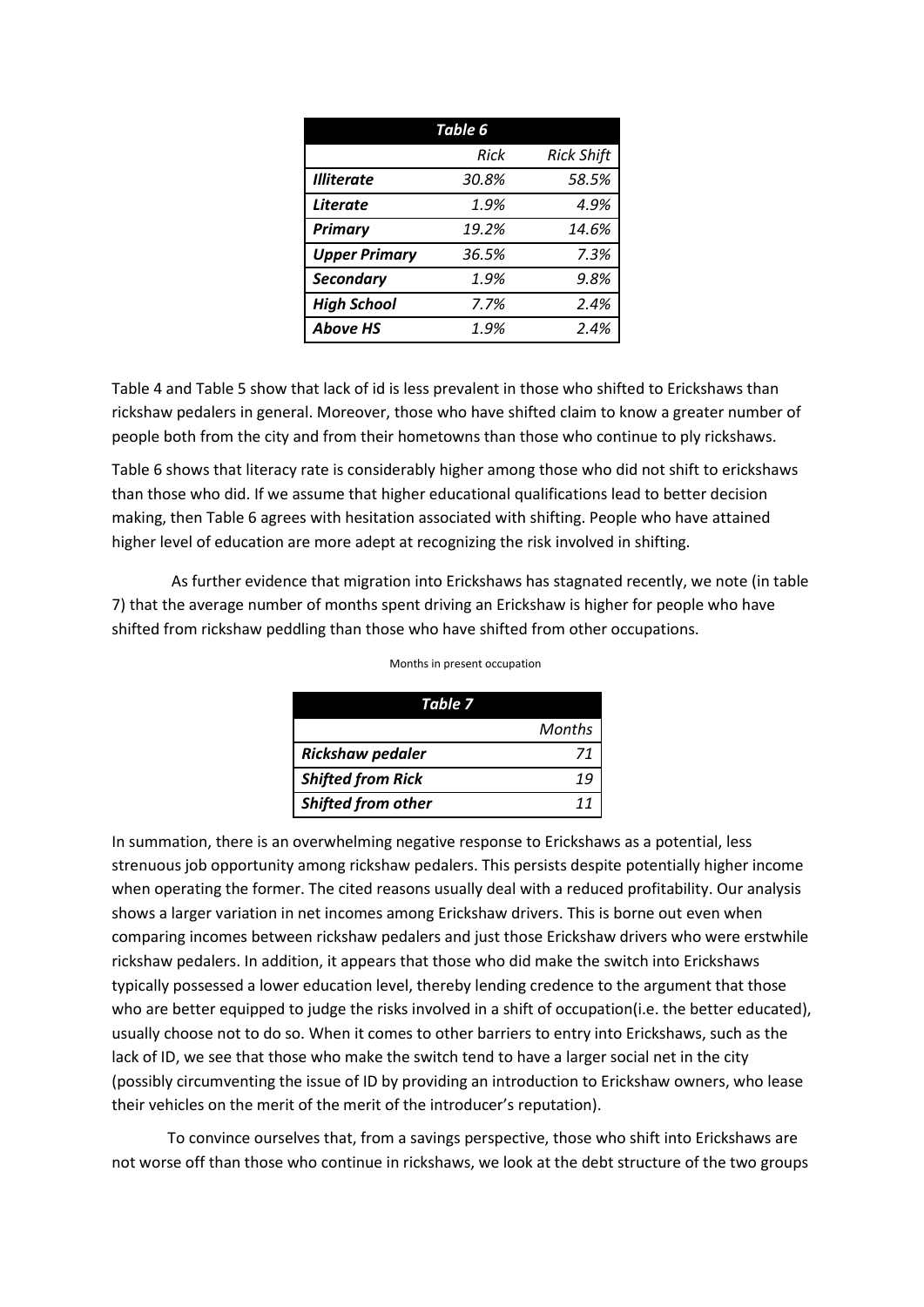| Table 6 | | |
|---|---|---|
| | *Rick* | *Rick Shift* |
| ***Illiterate*** | *30.8%* | *58.5%* |
| ***Literate*** | *1.9%* | *4.9%* |
| ***Primary*** | *19.2%* | *14.6%* |
| ***Upper Primary*** | *36.5%* | *7.3%* |
| ***Secondary*** | *1.9%* | *9.8%* |
| ***High School*** | *7.7%* | *2.4%* |
| ***Above HS*** | *1.9%* | *2.4%* |

Table 4 and Table 5 show that lack of id is less prevalent in those who shifted to Erickshaws than rickshaw pedalers in general. Moreover, those who have shifted claim to know a greater number of people both from the city and from their hometowns than those who continue to ply rickshaws.

Table 6 shows that literacy rate is considerably higher among those who did not shift to erickshaws than those who did. If we assume that higher educational qualifications lead to better decision making, then Table 6 agrees with hesitation associated with shifting. People who have attained higher level of education are more adept at recognizing the risk involved in shifting.

As further evidence that migration into Erickshaws has stagnated recently, we note (in table 7) that the average number of months spent driving an Erickshaw is higher for people who have shifted from rickshaw peddling than those who have shifted from other occupations.

Months in present occupation

| Table 7 | |
|---|---|
| | *Months* |
| ***Rickshaw pedaler*** | *71* |
| ***Shifted from Rick*** | *19* |
| ***Shifted from other*** | *11* |

In summation, there is an overwhelming negative response to Erickshaws as a potential, less strenuous job opportunity among rickshaw pedalers. This persists despite potentially higher income when operating the former. The cited reasons usually deal with a reduced profitability. Our analysis shows a larger variation in net incomes among Erickshaw drivers. This is borne out even when comparing incomes between rickshaw pedalers and just those Erickshaw drivers who were erstwhile rickshaw pedalers. In addition, it appears that those who did make the switch into Erickshaws typically possessed a lower education level, thereby lending credence to the argument that those who are better equipped to judge the risks involved in a shift of occupation(i.e. the better educated), usually choose not to do so. When it comes to other barriers to entry into Erickshaws, such as the lack of ID, we see that those who make the switch tend to have a larger social net in the city (possibly circumventing the issue of ID by providing an introduction to Erickshaw owners, who lease their vehicles on the merit of the merit of the introducer's reputation).

To convince ourselves that, from a savings perspective, those who shift into Erickshaws are not worse off than those who continue in rickshaws, we look at the debt structure of the two groups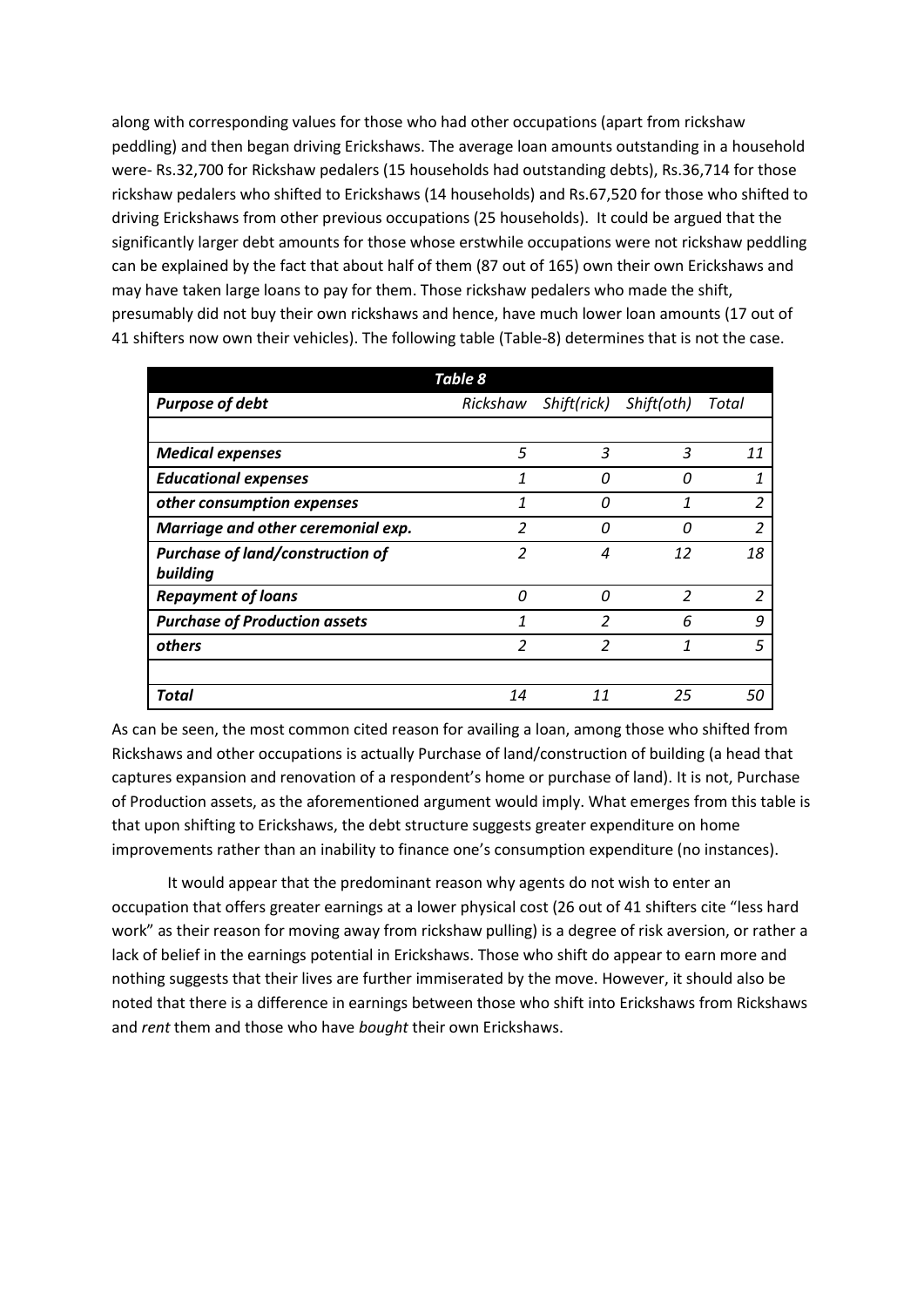along with corresponding values for those who had other occupations (apart from rickshaw peddling) and then began driving Erickshaws. The average loan amounts outstanding in a household were- Rs.32,700 for Rickshaw pedalers (15 households had outstanding debts), Rs.36,714 for those rickshaw pedalers who shifted to Erickshaws (14 households) and Rs.67,520 for those who shifted to driving Erickshaws from other previous occupations (25 households). It could be argued that the significantly larger debt amounts for those whose erstwhile occupations were not rickshaw peddling can be explained by the fact that about half of them (87 out of 165) own their own Erickshaws and may have taken large loans to pay for them. Those rickshaw pedalers who made the shift, presumably did not buy their own rickshaws and hence, have much lower loan amounts (17 out of 41 shifters now own their vehicles). The following table (Table-8) determines that is not the case.

| ***Table 8*** | | | | |
|---|---|---|---|---|
| ***Purpose of debt*** | *Rickshaw* | *Shift(rick)* | *Shift(oth)* | *Total* |
| | | | | |
| ***Medical expenses*** | *5* | *3* | *3* | *11* |
| ***Educational expenses*** | *1* | *0* | *0* | *1* |
| ***other consumption expenses*** | *1* | *0* | *1* | *2* |
| ***Marriage and other ceremonial exp.*** | *2* | *0* | *0* | *2* |
| ***Purchase of land/construction of building*** | *2* | *4* | *12* | *18* |
| ***Repayment of loans*** | *0* | *0* | *2* | *2* |
| ***Purchase of Production assets*** | *1* | *2* | *6* | *9* |
| ***others*** | *2* | *2* | *1* | *5* |
| | | | | |
| ***Total*** | *14* | *11* | *25* | *50* |

As can be seen, the most common cited reason for availing a loan, among those who shifted from Rickshaws and other occupations is actually Purchase of land/construction of building (a head that captures expansion and renovation of a respondent's home or purchase of land). It is not, Purchase of Production assets, as the aforementioned argument would imply. What emerges from this table is that upon shifting to Erickshaws, the debt structure suggests greater expenditure on home improvements rather than an inability to finance one's consumption expenditure (no instances).

It would appear that the predominant reason why agents do not wish to enter an occupation that offers greater earnings at a lower physical cost (26 out of 41 shifters cite "less hard work" as their reason for moving away from rickshaw pulling) is a degree of risk aversion, or rather a lack of belief in the earnings potential in Erickshaws. Those who shift do appear to earn more and nothing suggests that their lives are further immiserated by the move. However, it should also be noted that there is a difference in earnings between those who shift into Erickshaws from Rickshaws and *rent* them and those who have *bought* their own Erickshaws.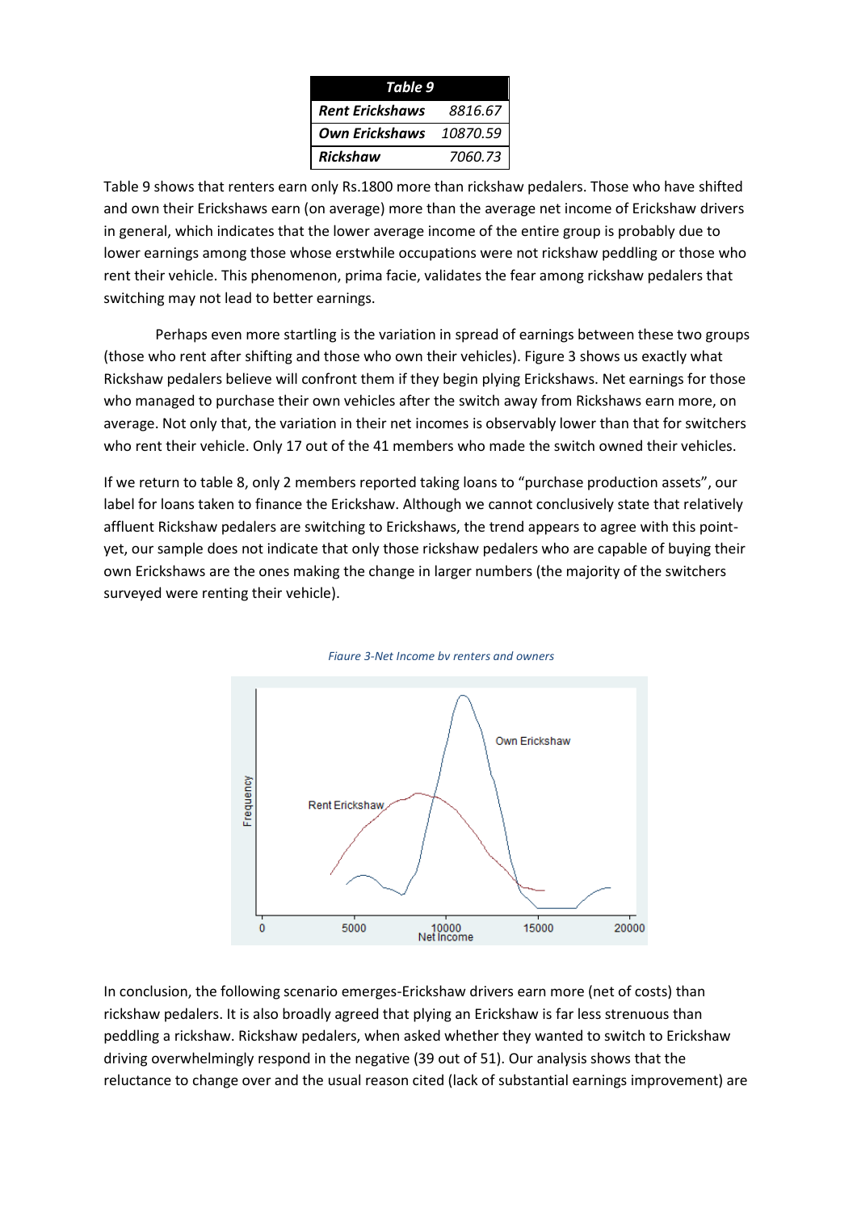| Table 9 | |
|---|---|
| ***Rent Erickshaws*** | *8816.67* |
| ***Own Erickshaws*** | *10870.59* |
| ***Rickshaw*** | *7060.73* |

Table 9 shows that renters earn only Rs.1800 more than rickshaw pedalers. Those who have shifted and own their Erickshaws earn (on average) more than the average net income of Erickshaw drivers in general, which indicates that the lower average income of the entire group is probably due to lower earnings among those whose erstwhile occupations were not rickshaw peddling or those who rent their vehicle. This phenomenon, prima facie, validates the fear among rickshaw pedalers that switching may not lead to better earnings.

Perhaps even more startling is the variation in spread of earnings between these two groups (those who rent after shifting and those who own their vehicles). Figure 3 shows us exactly what Rickshaw pedalers believe will confront them if they begin plying Erickshaws. Net earnings for those who managed to purchase their own vehicles after the switch away from Rickshaws earn more, on average. Not only that, the variation in their net incomes is observably lower than that for switchers who rent their vehicle. Only 17 out of the 41 members who made the switch owned their vehicles.

If we return to table 8, only 2 members reported taking loans to "purchase production assets", our label for loans taken to finance the Erickshaw. Although we cannot conclusively state that relatively affluent Rickshaw pedalers are switching to Erickshaws, the trend appears to agree with this point- yet, our sample does not indicate that only those rickshaw pedalers who are capable of buying their own Erickshaws are the ones making the change in larger numbers (the majority of the switchers surveyed were renting their vehicle).

*Figure 3-Net Income by renters and owners*

In conclusion, the following scenario emerges-Erickshaw drivers earn more (net of costs) than rickshaw pedalers. It is also broadly agreed that plying an Erickshaw is far less strenuous than peddling a rickshaw. Rickshaw pedalers, when asked whether they wanted to switch to Erickshaw driving overwhelmingly respond in the negative (39 out of 51). Our analysis shows that the reluctance to change over and the usual reason cited (lack of substantial earnings improvement) are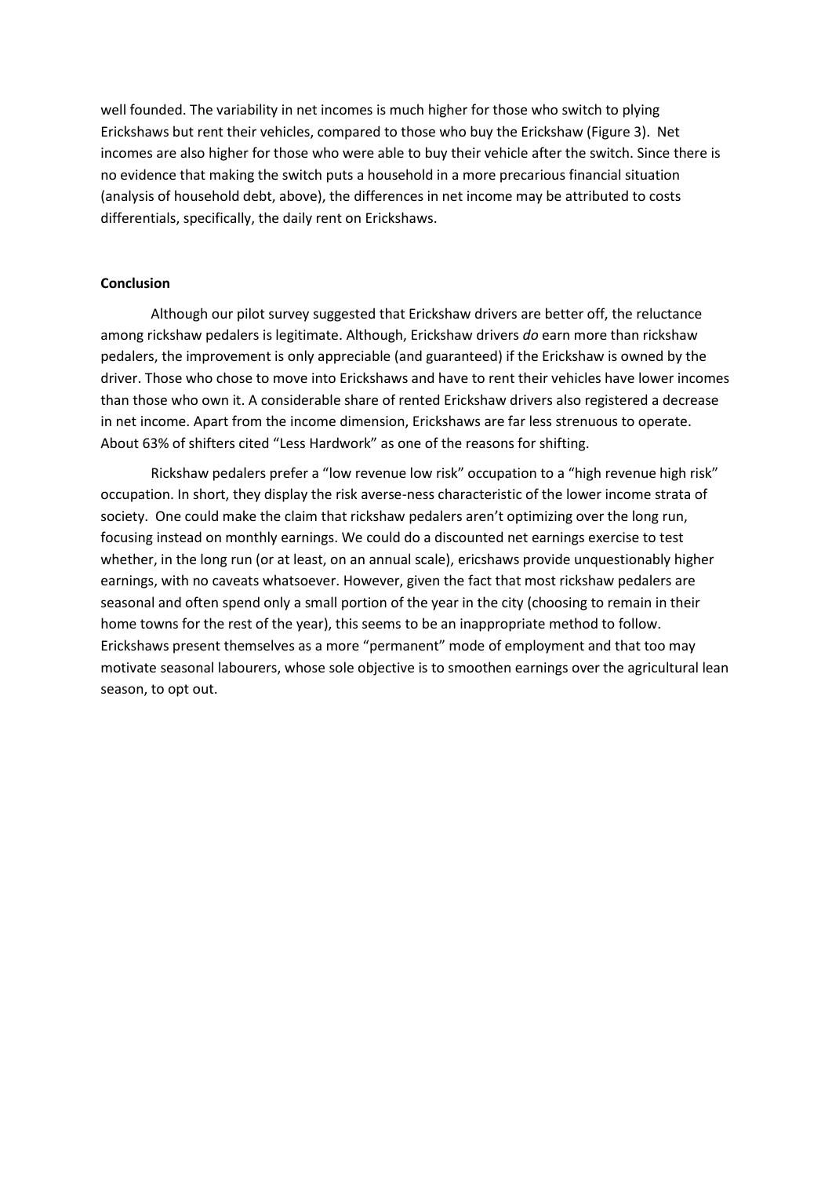well founded. The variability in net incomes is much higher for those who switch to plying Erickshaws but rent their vehicles, compared to those who buy the Erickshaw (Figure 3). Net incomes are also higher for those who were able to buy their vehicle after the switch. Since there is no evidence that making the switch puts a household in a more precarious financial situation (analysis of household debt, above), the differences in net income may be attributed to costs differentials, specifically, the daily rent on Erickshaws.

**Conclusion**

Although our pilot survey suggested that Erickshaw drivers are better off, the reluctance among rickshaw pedalers is legitimate. Although, Erickshaw drivers *do* earn more than rickshaw pedalers, the improvement is only appreciable (and guaranteed) if the Erickshaw is owned by the driver. Those who chose to move into Erickshaws and have to rent their vehicles have lower incomes than those who own it. A considerable share of rented Erickshaw drivers also registered a decrease in net income. Apart from the income dimension, Erickshaws are far less strenuous to operate. About 63% of shifters cited "Less Hardwork" as one of the reasons for shifting.

Rickshaw pedalers prefer a "low revenue low risk" occupation to a "high revenue high risk" occupation. In short, they display the risk averse-ness characteristic of the lower income strata of society. One could make the claim that rickshaw pedalers aren't optimizing over the long run, focusing instead on monthly earnings. We could do a discounted net earnings exercise to test whether, in the long run (or at least, on an annual scale), ericshaws provide unquestionably higher earnings, with no caveats whatsoever. However, given the fact that most rickshaw pedalers are seasonal and often spend only a small portion of the year in the city (choosing to remain in their home towns for the rest of the year), this seems to be an inappropriate method to follow. Erickshaws present themselves as a more "permanent" mode of employment and that too may motivate seasonal labourers, whose sole objective is to smoothen earnings over the agricultural lean season, to opt out.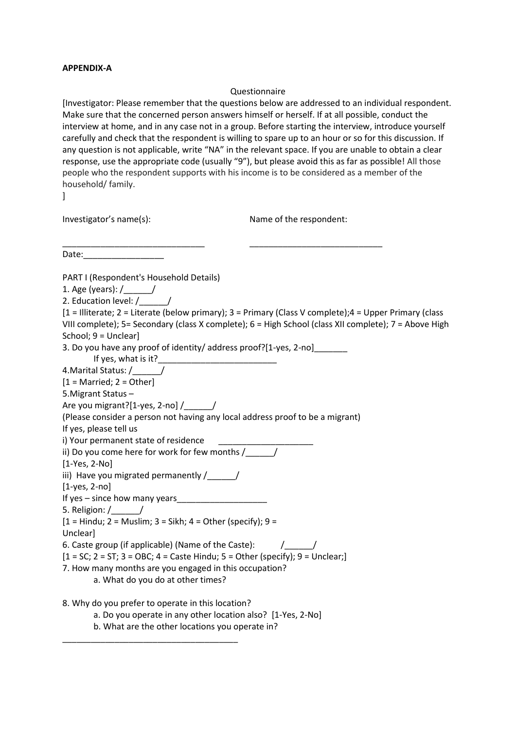**APPENDIX-A**

Questionnaire

[Investigator: Please remember that the questions below are addressed to an individual respondent. Make sure that the concerned person answers himself or herself. If at all possible, conduct the interview at home, and in any case not in a group. Before starting the interview, introduce yourself carefully and check that the respondent is willing to spare up to an hour or so for this discussion. If any question is not applicable, write "NA" in the relevant space. If you are unable to obtain a clear response, use the appropriate code (usually "9"), but please avoid this as far as possible! All those people who the respondent supports with his income is to be considered as a member of the household/ family.
]

Investigator's name(s): \_\_\_\_\_\_\_\_\_\_\_\_\_\_\_\_\_\_\_\_\_\_\_\_\_\_\_\_\_\_

Name of the respondent: \_\_\_\_\_\_\_\_\_\_\_\_\_\_\_\_\_\_\_\_\_\_\_\_\_\_\_\_

Date:\_\_\_\_\_\_\_\_\_\_\_\_\_\_\_\_\_

PART I (Respondent's Household Details)

1. Age (years): /\_\_\_\_\_\_/
2. Education level: /\_\_\_\_\_\_/
[1 = Illiterate; 2 = Literate (below primary); 3 = Primary (Class V complete);4 = Upper Primary (class VIII complete); 5= Secondary (class X complete); 6 = High School (class XII complete); 7 = Above High School; 9 = Unclear]
3. Do you have any proof of identity/ address proof?[1-yes, 2-no]\_\_\_\_\_\_\_
   If yes, what is it?\_\_\_\_\_\_\_\_\_\_\_\_\_\_\_\_\_\_\_\_\_\_\_\_\_\_
4. Marital Status: /\_\_\_\_\_\_/
[1 = Married; 2 = Other]
5. Migrant Status –
Are you migrant?[1-yes, 2-no] /\_\_\_\_\_\_/
(Please consider a person not having any local address proof to be a migrant)
If yes, please tell us
i) Your permanent state of residence \_\_\_\_\_\_\_\_\_\_\_\_\_\_\_\_\_\_\_\_
ii) Do you come here for work for few months /\_\_\_\_\_\_/
[1-Yes, 2-No]
iii) Have you migrated permanently /\_\_\_\_\_\_/
[1-yes, 2-no]
If yes – since how many years\_\_\_\_\_\_\_\_\_\_\_\_\_\_\_\_\_\_\_
5. Religion: /\_\_\_\_\_\_/
[1 = Hindu; 2 = Muslim; 3 = Sikh; 4 = Other (specify); 9 = Unclear]
6. Caste group (if applicable) (Name of the Caste): /\_\_\_\_\_\_/
[1 = SC; 2 = ST; 3 = OBC; 4 = Caste Hindu; 5 = Other (specify); 9 = Unclear;]
7. How many months are you engaged in this occupation?
   a. What do you do at other times?

8. Why do you prefer to operate in this location?
   a. Do you operate in any other location also? [1-Yes, 2-No]
   b. What are the other locations you operate in?

\_\_\_\_\_\_\_\_\_\_\_\_\_\_\_\_\_\_\_\_\_\_\_\_\_\_\_\_\_\_\_\_\_\_\_\_\_\_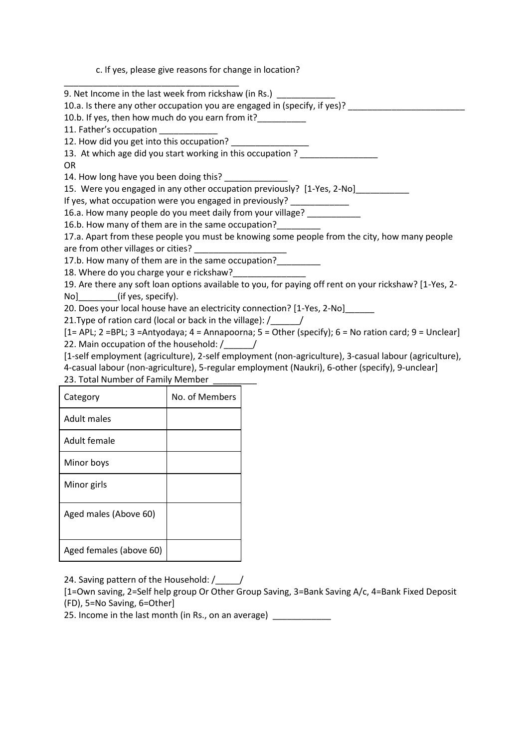c. If yes, please give reasons for change in location?

_____________________________________

9. Net Income in the last week from rickshaw (in Rs.) ____________

10.a. Is there any other occupation you are engaged in (specify, if yes)? ________________________

10.b. If yes, then how much do you earn from it?__________

11. Father's occupation ____________

12. How did you get into this occupation? ________________

13. At which age did you start working in this occupation ? ________________

OR

14. How long have you been doing this? _____________

15. Were you engaged in any other occupation previously? [1-Yes, 2-No]___________

If yes, what occupation were you engaged in previously? ____________

16.a. How many people do you meet daily from your village? ___________

16.b. How many of them are in the same occupation?_________

17.a. Apart from these people you must be knowing some people from the city, how many people are from other villages or cities? ___________________

17.b. How many of them are in the same occupation?_________

18. Where do you charge your e rickshaw?_______________

19. Are there any soft loan options available to you, for paying off rent on your rickshaw? [1-Yes, 2-No]________(if yes, specify).

20. Does your local house have an electricity connection? [1-Yes, 2-No]______

21.Type of ration card (local or back in the village): /______/

[1= APL; 2 =BPL; 3 =Antyodaya; 4 = Annapoorna; 5 = Other (specify); 6 = No ration card; 9 = Unclear]

22. Main occupation of the household: /______/

[1-self employment (agriculture), 2-self employment (non-agriculture), 3-casual labour (agriculture), 4-casual labour (non-agriculture), 5-regular employment (Naukri), 6-other (specify), 9-unclear]

23. Total Number of Family Member _________

| Category | No. of Members |
|---|---|
| Adult males | |
| Adult female | |
| Minor boys | |
| Minor girls | |
| Aged males (Above 60) | |
| Aged females (above 60) | |

24. Saving pattern of the Household: /_____/

[1=Own saving, 2=Self help group Or Other Group Saving, 3=Bank Saving A/c, 4=Bank Fixed Deposit (FD), 5=No Saving, 6=Other]

25. Income in the last month (in Rs., on an average) ____________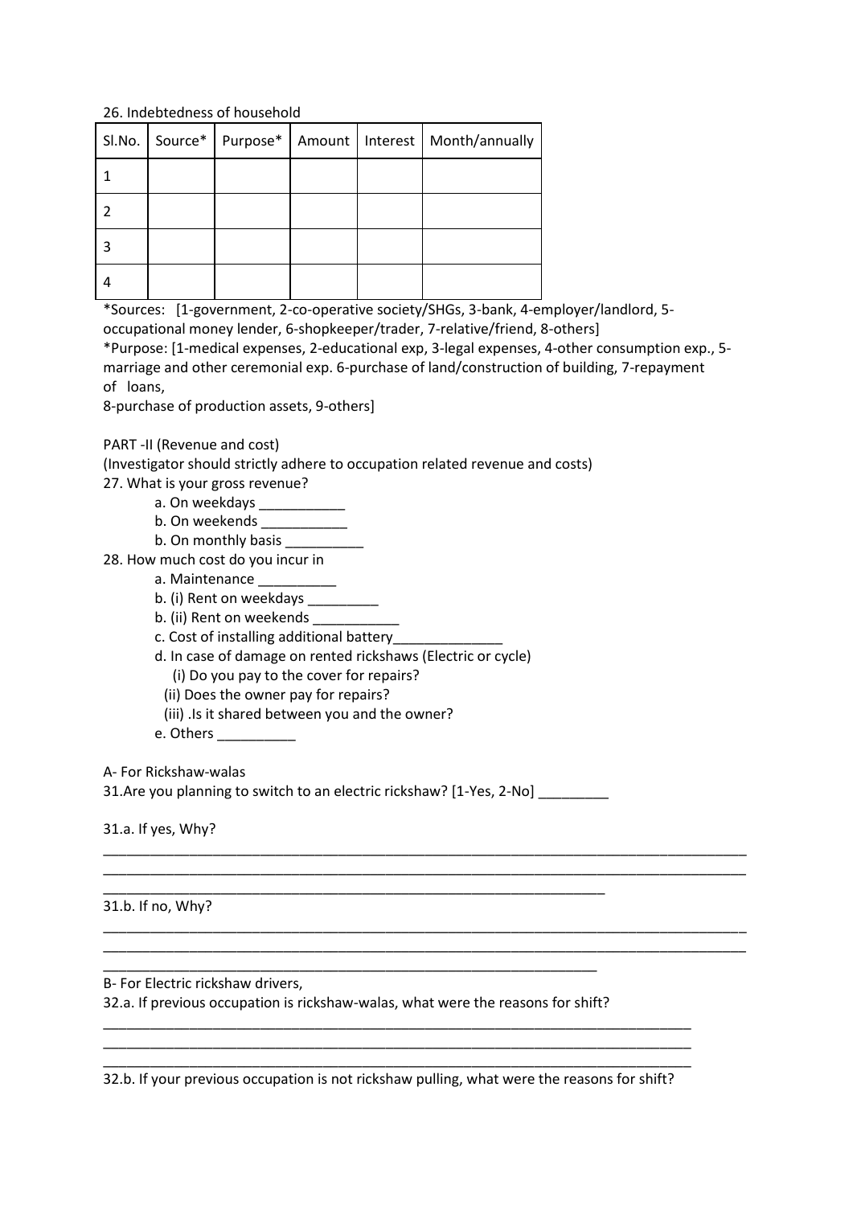26. Indebtedness of household

| Sl.No. | Source* | Purpose* | Amount | Interest | Month/annually |
|---|---|---|---|---|---|
| 1 | | | | | |
| 2 | | | | | |
| 3 | | | | | |
| 4 | | | | | |

*Sources: [1-government, 2-co-operative society/SHGs, 3-bank, 4-employer/landlord, 5-occupational money lender, 6-shopkeeper/trader, 7-relative/friend, 8-others]
*Purpose: [1-medical expenses, 2-educational exp, 3-legal expenses, 4-other consumption exp., 5-marriage and other ceremonial exp. 6-purchase of land/construction of building, 7-repayment of loans,
8-purchase of production assets, 9-others]

PART -II (Revenue and cost)
(Investigator should strictly adhere to occupation related revenue and costs)

27. What is your gross revenue?
   a. On weekdays ___________
   b. On weekends ___________
   b. On monthly basis __________

28. How much cost do you incur in
   a. Maintenance __________
   b. (i) Rent on weekdays _________
   b. (ii) Rent on weekends ___________
   c. Cost of installing additional battery______________
   d. In case of damage on rented rickshaws (Electric or cycle)
      (i) Do you pay to the cover for repairs?
      (ii) Does the owner pay for repairs?
      (iii) .Is it shared between you and the owner?
   e. Others __________

A- For Rickshaw-walas

31.Are you planning to switch to an electric rickshaw? [1-Yes, 2-No] _________

31.a. If yes, Why?

____________________________________________________________________________________
____________________________________________________________________________________
_________________________________________________________________

31.b. If no, Why?

____________________________________________________________________________________
____________________________________________________________________________________
________________________________________________________________

B- For Electric rickshaw drivers,

32.a. If previous occupation is rickshaw-walas, what were the reasons for shift?

_____________________________________________________________________________________
_____________________________________________________________________________________
_____________________________________________________________________________________

32.b. If your previous occupation is not rickshaw pulling, what were the reasons for shift?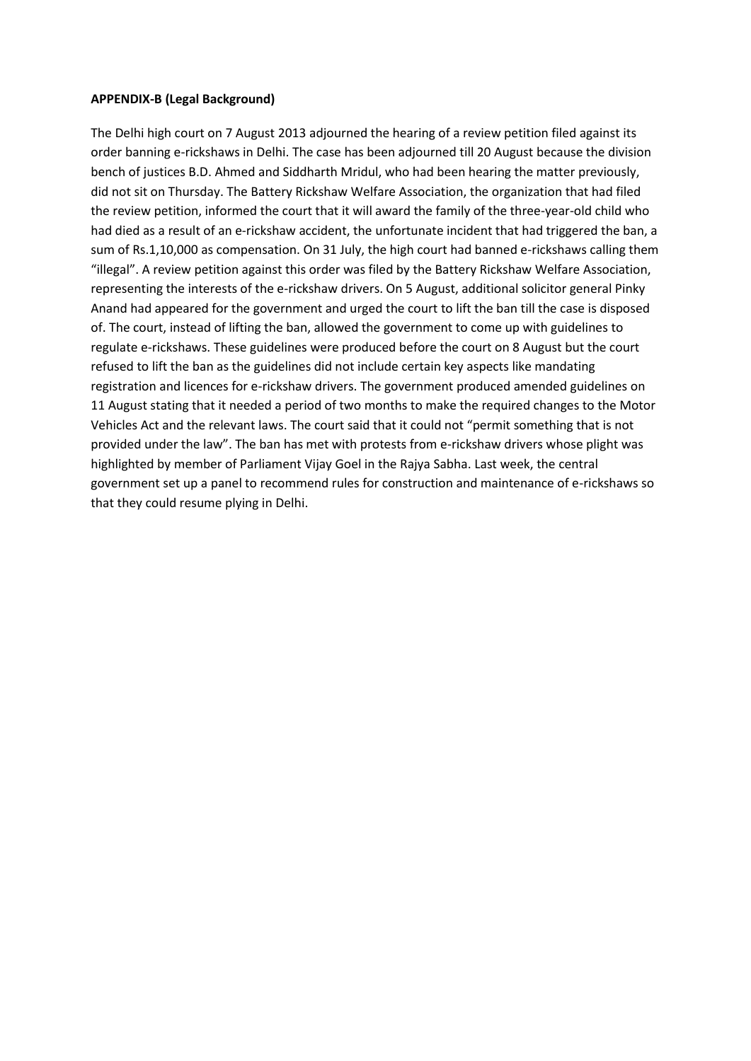**APPENDIX-B (Legal Background)**

The Delhi high court on 7 August 2013 adjourned the hearing of a review petition filed against its order banning e-rickshaws in Delhi. The case has been adjourned till 20 August because the division bench of justices B.D. Ahmed and Siddharth Mridul, who had been hearing the matter previously, did not sit on Thursday. The Battery Rickshaw Welfare Association, the organization that had filed the review petition, informed the court that it will award the family of the three-year-old child who had died as a result of an e-rickshaw accident, the unfortunate incident that had triggered the ban, a sum of Rs.1,10,000 as compensation. On 31 July, the high court had banned e-rickshaws calling them "illegal". A review petition against this order was filed by the Battery Rickshaw Welfare Association, representing the interests of the e-rickshaw drivers. On 5 August, additional solicitor general Pinky Anand had appeared for the government and urged the court to lift the ban till the case is disposed of. The court, instead of lifting the ban, allowed the government to come up with guidelines to regulate e-rickshaws. These guidelines were produced before the court on 8 August but the court refused to lift the ban as the guidelines did not include certain key aspects like mandating registration and licences for e-rickshaw drivers. The government produced amended guidelines on 11 August stating that it needed a period of two months to make the required changes to the Motor Vehicles Act and the relevant laws. The court said that it could not "permit something that is not provided under the law". The ban has met with protests from e-rickshaw drivers whose plight was highlighted by member of Parliament Vijay Goel in the Rajya Sabha. Last week, the central government set up a panel to recommend rules for construction and maintenance of e-rickshaws so that they could resume plying in Delhi.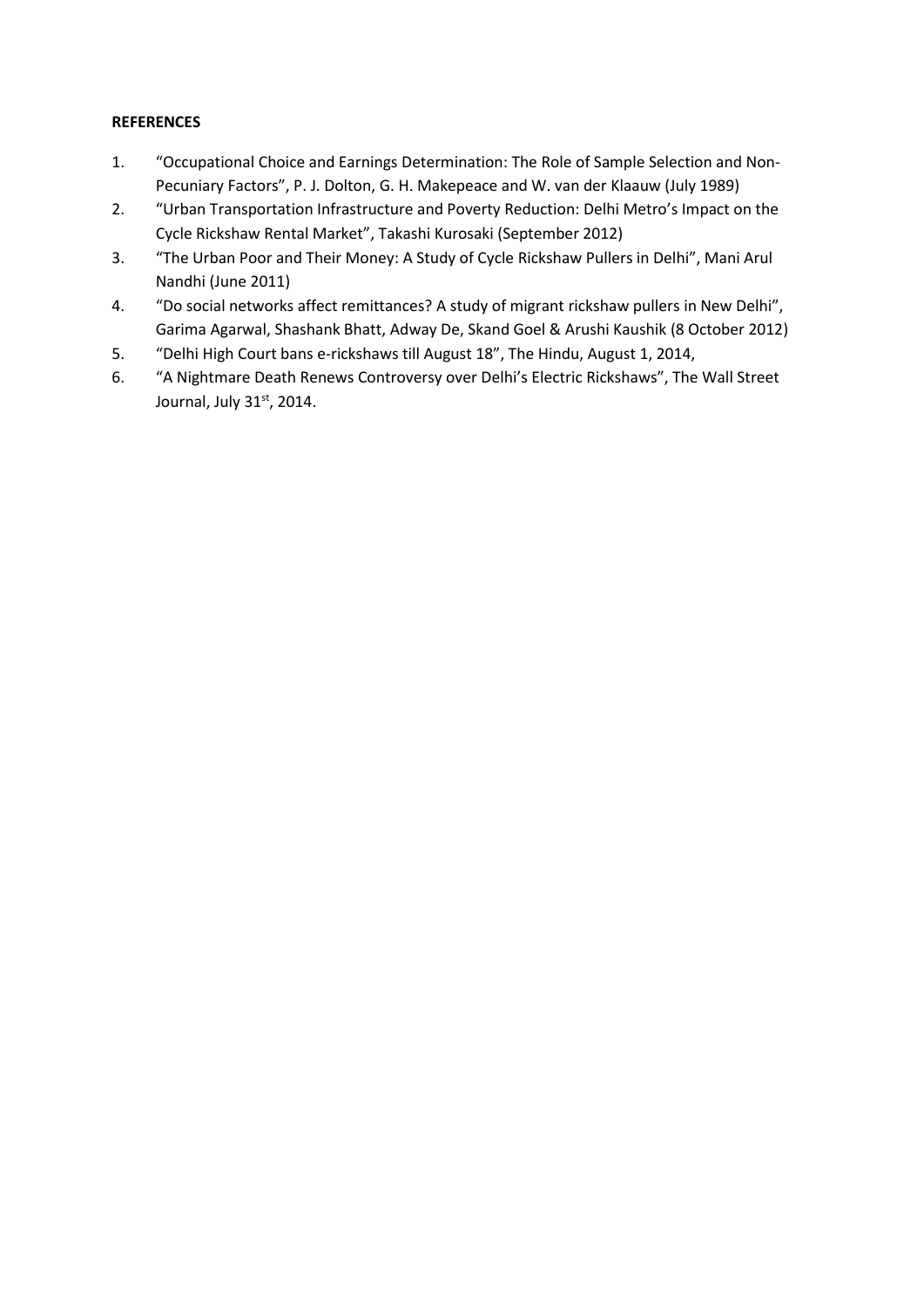**REFERENCES**

1. "Occupational Choice and Earnings Determination: The Role of Sample Selection and Non-Pecuniary Factors", P. J. Dolton, G. H. Makepeace and W. van der Klaauw (July 1989)
2. "Urban Transportation Infrastructure and Poverty Reduction: Delhi Metro's Impact on the Cycle Rickshaw Rental Market", Takashi Kurosaki (September 2012)
3. "The Urban Poor and Their Money: A Study of Cycle Rickshaw Pullers in Delhi", Mani Arul Nandhi (June 2011)
4. "Do social networks affect remittances? A study of migrant rickshaw pullers in New Delhi", Garima Agarwal, Shashank Bhatt, Adway De, Skand Goel & Arushi Kaushik (8 October 2012)
5. "Delhi High Court bans e-rickshaws till August 18", The Hindu, August 1, 2014,
6. "A Nightmare Death Renews Controversy over Delhi's Electric Rickshaws", The Wall Street Journal, July 31st, 2014.